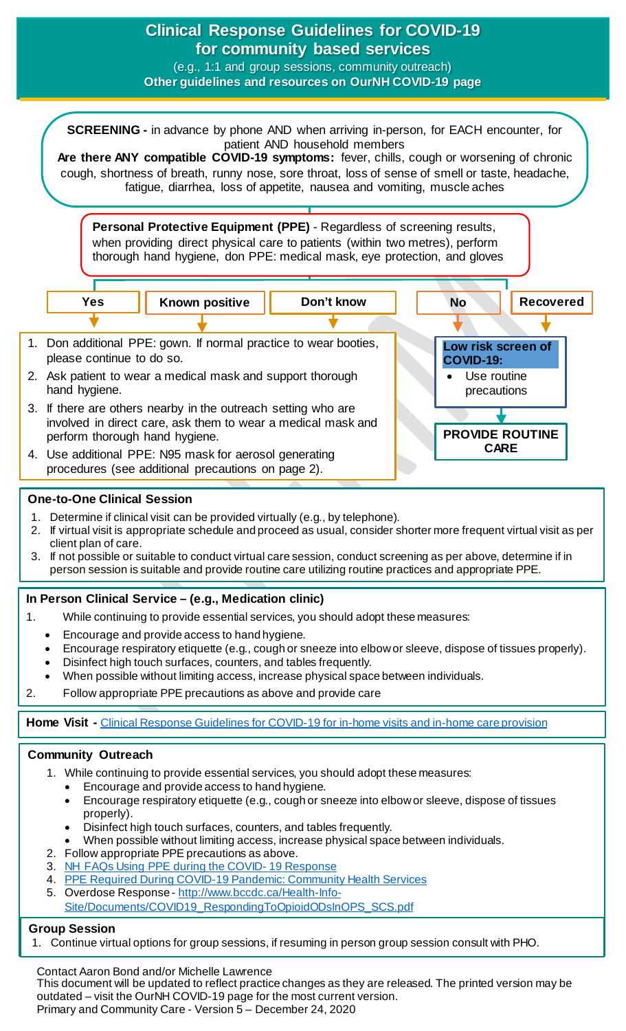# Clinical Response Guidelines for COVID-19 for community based services

(e.g., 1:1 and group sessions, community outreach)

**Other guidelines and resources on OurNH COVID-19 page**

**SCREENING -** in advance by phone AND when arriving in-person, for EACH encounter, for patient AND household members

**Are there ANY compatible COVID-19 symptoms:** fever, chills, cough or worsening of chronic cough, shortness of breath, runny nose, sore throat, loss of sense of smell or taste, headache, fatigue, diarrhea, loss of appetite, nausea and vomiting, muscle aches

**Personal Protective Equipment (PPE)** - Regardless of screening results, when providing direct physical care to patients (within two metres), perform thorough hand hygiene, don PPE: medical mask, eye protection, and gloves

**Yes** / **Known positive** / **Don't know**

1. Don additional PPE: gown. If normal practice to wear booties, please continue to do so.
2. Ask patient to wear a medical mask and support thorough hand hygiene.
3. If there are others nearby in the outreach setting who are involved in direct care, ask them to wear a medical mask and perform thorough hand hygiene.
4. Use additional PPE: N95 mask for aerosol generating procedures (see additional precautions on page 2).

**No** / **Recovered**

**Low risk screen of COVID-19:**

- Use routine precautions

**PROVIDE ROUTINE CARE**

## One-to-One Clinical Session

1. Determine if clinical visit can be provided virtually (e.g., by telephone).
2. If virtual visit is appropriate schedule and proceed as usual, consider shorter more frequent virtual visit as per client plan of care.
3. If not possible or suitable to conduct virtual care session, conduct screening as per above, determine if in person session is suitable and provide routine care utilizing routine practices and appropriate PPE.

## In Person Clinical Service – (e.g., Medication clinic)

1. While continuing to provide essential services, you should adopt these measures:
   - Encourage and provide access to hand hygiene.
   - Encourage respiratory etiquette (e.g., cough or sneeze into elbow or sleeve, dispose of tissues properly).
   - Disinfect high touch surfaces, counters, and tables frequently.
   - When possible without limiting access, increase physical space between individuals.
2. Follow appropriate PPE precautions as above and provide care

## Home Visit - [Clinical Response Guidelines for COVID-19 for in-home visits and in-home care provision]

## Community Outreach

1. While continuing to provide essential services, you should adopt these measures:
   - Encourage and provide access to hand hygiene.
   - Encourage respiratory etiquette (e.g., cough or sneeze into elbow or sleeve, dispose of tissues properly).
   - Disinfect high touch surfaces, counters, and tables frequently.
   - When possible without limiting access, increase physical space between individuals.
2. Follow appropriate PPE precautions as above.
3. NH FAQs Using PPE during the COVID- 19 Response
4. PPE Required During COVID-19 Pandemic: Community Health Services
5. Overdose Response - http://www.bccdc.ca/Health-Info-Site/Documents/COVID19_RespondingToOpioidODsInOPS_SCS.pdf

## Group Session

1. Continue virtual options for group sessions, if resuming in person group session consult with PHO.

Contact Aaron Bond and/or Michelle Lawrence

This document will be updated to reflect practice changes as they are released. The printed version may be outdated – visit the OurNH COVID-19 page for the most current version.

Primary and Community Care - Version 5 – December 24, 2020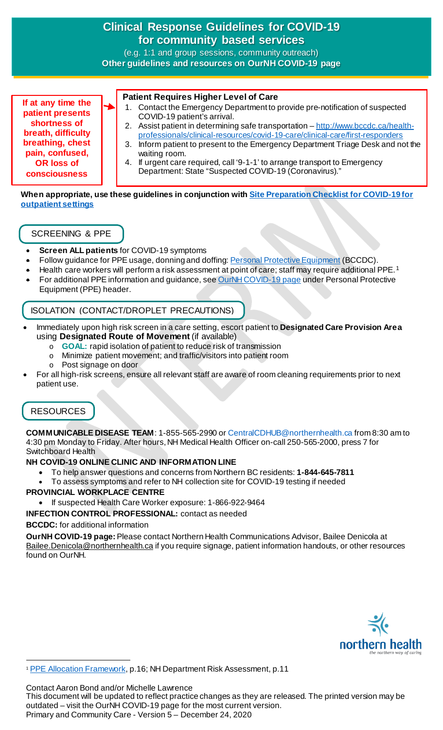# Clinical Response Guidelines for COVID-19 for community based services

(e.g. 1:1 and group sessions, community outreach)

**Other guidelines and resources on OurNH COVID-19 page**

**If at any time the patient presents shortness of breath, difficulty breathing, chest pain, confused, OR loss of consciousness**

**Patient Requires Higher Level of Care**

1. Contact the Emergency Department to provide pre-notification of suspected COVID-19 patient's arrival.
2. Assist patient in determining safe transportation – http://www.bccdc.ca/health-professionals/clinical-resources/covid-19-care/clinical-care/first-responders
3. Inform patient to present to the Emergency Department Triage Desk and not the waiting room.
4. If urgent care required, call '9-1-1' to arrange transport to Emergency Department: State "Suspected COVID-19 (Coronavirus)."

**When appropriate, use these guidelines in conjunction with Site Preparation Checklist for COVID-19 for outpatient settings**

## SCREENING & PPE

- **Screen ALL patients** for COVID-19 symptoms
- Follow guidance for PPE usage, donning and doffing: Personal Protective Equipment (BCCDC).
- Health care workers will perform a risk assessment at point of care; staff may require additional PPE.[1]
- For additional PPE information and guidance, see OurNH COVID-19 page under Personal Protective Equipment (PPE) header.

## ISOLATION (CONTACT/DROPLET PRECAUTIONS)

- Immediately upon high risk screen in a care setting, escort patient to **Designated Care Provision Area** using **Designated Route of Movement** (if available)
  - **GOAL:** rapid isolation of patient to reduce risk of transmission
  - Minimize patient movement; and traffic/visitors into patient room
  - Post signage on door
- For all high-risk screens, ensure all relevant staff are aware of room cleaning requirements prior to next patient use.

## RESOURCES

**COMMUNICABLE DISEASE TEAM**: 1-855-565-2990 or CentralCDHUB@northernhealth.ca from 8:30 am to 4:30 pm Monday to Friday. After hours, NH Medical Health Officer on-call 250-565-2000, press 7 for Switchboard Health

**NH COVID-19 ONLINE CLINIC AND INFORMATION LINE**

- To help answer questions and concerns from Northern BC residents: **1-844-645-7811**
- To assess symptoms and refer to NH collection site for COVID-19 testing if needed

**PROVINCIAL WORKPLACE CENTRE**

- If suspected Health Care Worker exposure: 1-866-922-9464

**INFECTION CONTROL PROFESSIONAL:** contact as needed

**BCCDC:** for additional information

**OurNH COVID-19 page:** Please contact Northern Health Communications Advisor, Bailee Denicola at Bailee.Denicola@northernhealth.ca if you require signage, patient information handouts, or other resources found on OurNH.

[1] PPE Allocation Framework, p.16; NH Department Risk Assessment, p.11

Contact Aaron Bond and/or Michelle Lawrence

This document will be updated to reflect practice changes as they are released. The printed version may be outdated – visit the OurNH COVID-19 page for the most current version.

Primary and Community Care - Version 5 – December 24, 2020